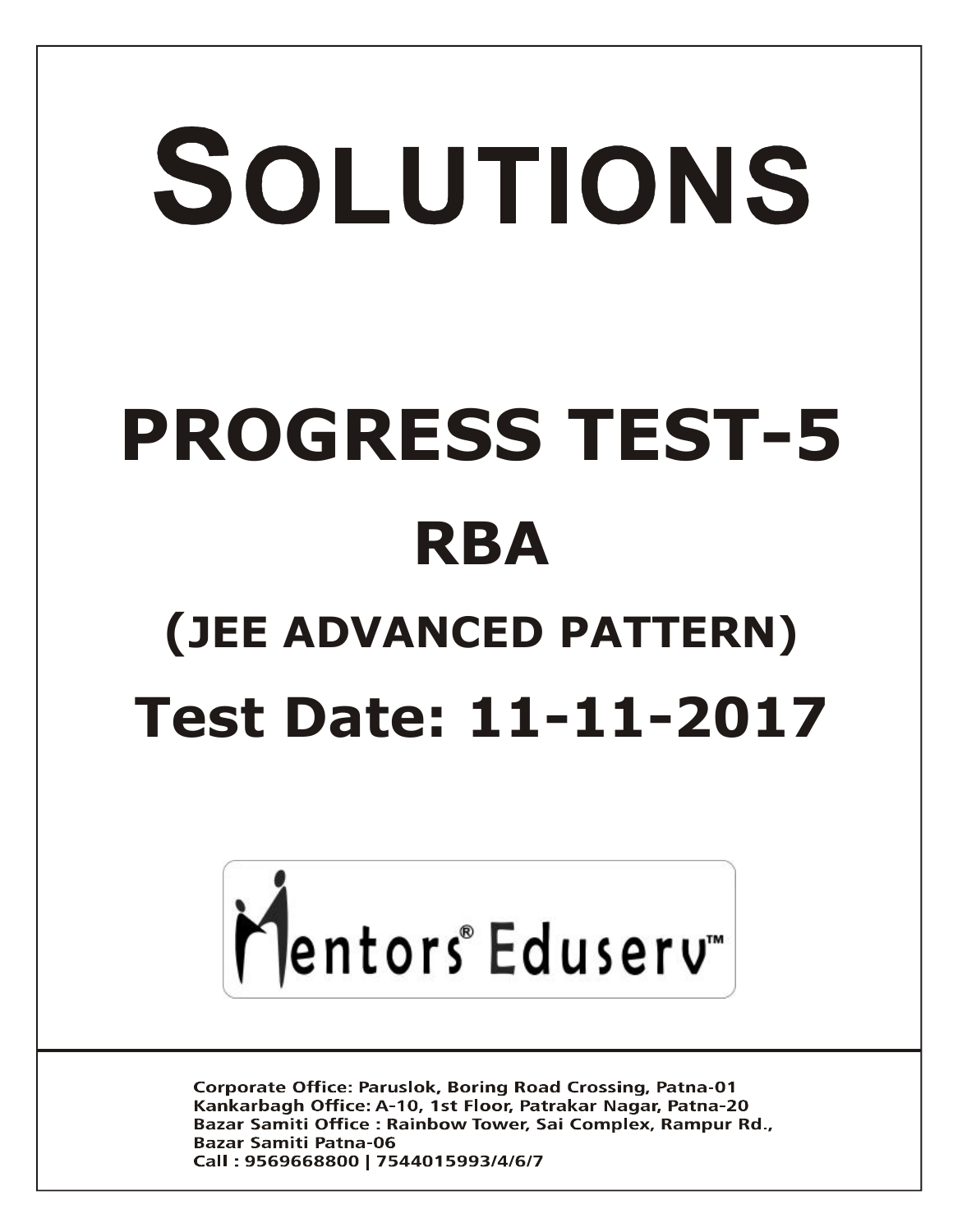# SOLUTIONS

# PROGRESS TEST-5

# RBA

## (JEE ADVANCED PATTERN)

# Test Date: 11-11-2017

Mentors® Eduserv™

**Corporate Office: Paruslok, Boring Road Crossing, Patna-01**
**Kankarbagh Office: A-10, 1st Floor, Patrakar Nagar, Patna-20**
**Bazar Samiti Office : Rainbow Tower, Sai Complex, Rampur Rd., Bazar Samiti Patna-06**
**Call : 9569668800 | 7544015993/4/6/7**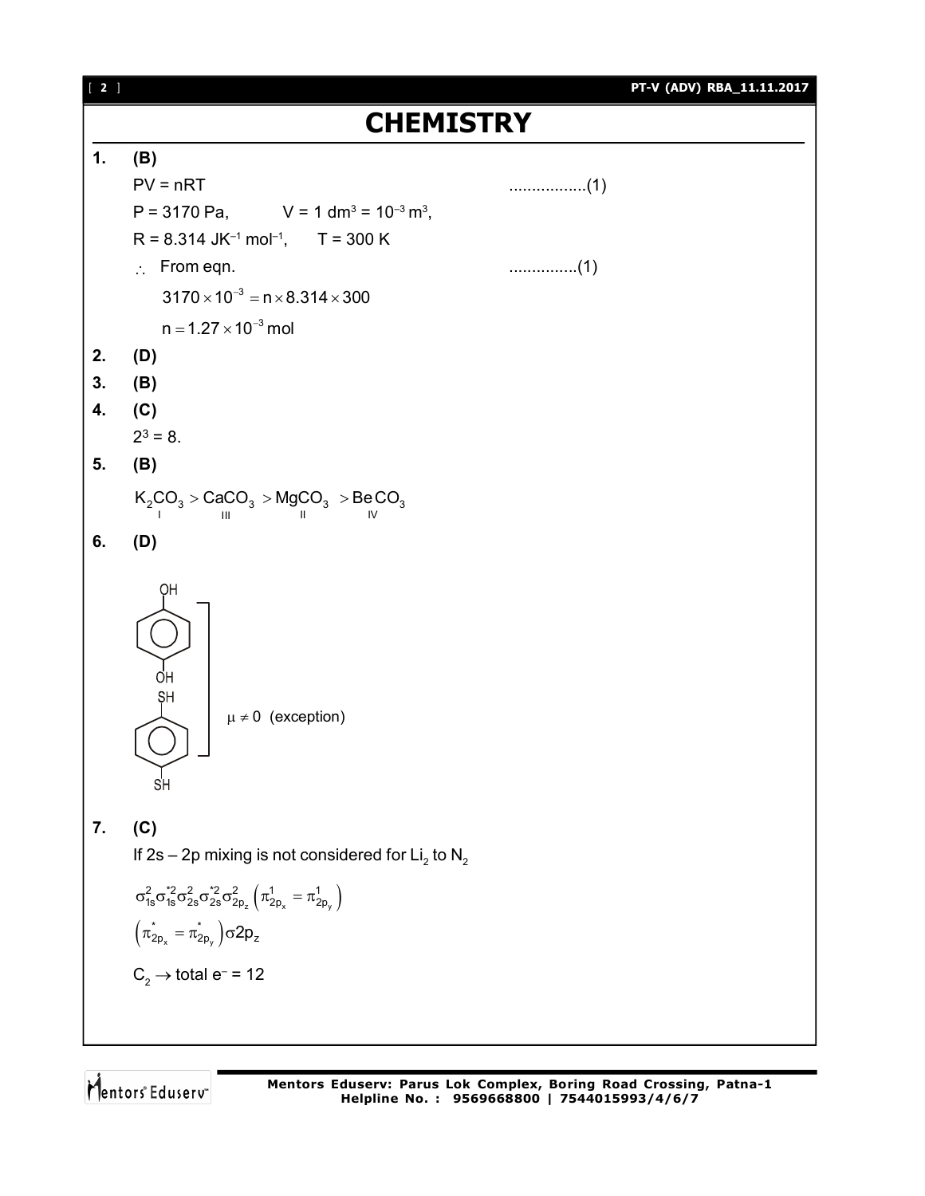# CHEMISTRY

**1.** **(B)**

PV = nRT .................(1)

P = 3170 Pa, V = 1 $dm^3$ = $10^{-3}$ $m^3$,

R = 8.314 $JK^{-1}$ $mol^{-1}$, T = 300 K

$\therefore$ From eqn. ...............(1)

$$3170 \times 10^{-3} = n \times 8.314 \times 300$$

$$n = 1.27 \times 10^{-3} \text{ mol}$$

**2.** **(D)**

**3.** **(B)**

**4.** **(C)**

$2^3 = 8$.

**5.** **(B)**

$$\underset{I}{K_2CO_3} > \underset{III}{CaCO_3} > \underset{II}{MgCO_3} > \underset{IV}{BeCO_3}$$

**6.** **(D)**

p-dihydroxybenzene (OH, OH) and p-dimercaptobenzene (SH, SH): $\mu \neq 0$ (exception)

**7.** **(C)**

If 2s – 2p mixing is not considered for $Li_2$ to $N_2$

$$\sigma_{1s}^2 \sigma_{1s}^{*2} \sigma_{2s}^2 \sigma_{2s}^{*2} \sigma_{2p_z}^2 \left(\pi_{2p_x}^1 = \pi_{2p_y}^1\right)$$

$$\left(\pi_{2p_x}^* = \pi_{2p_y}^*\right) \sigma 2p_z$$

$C_2 \rightarrow$ total $e^-$ = 12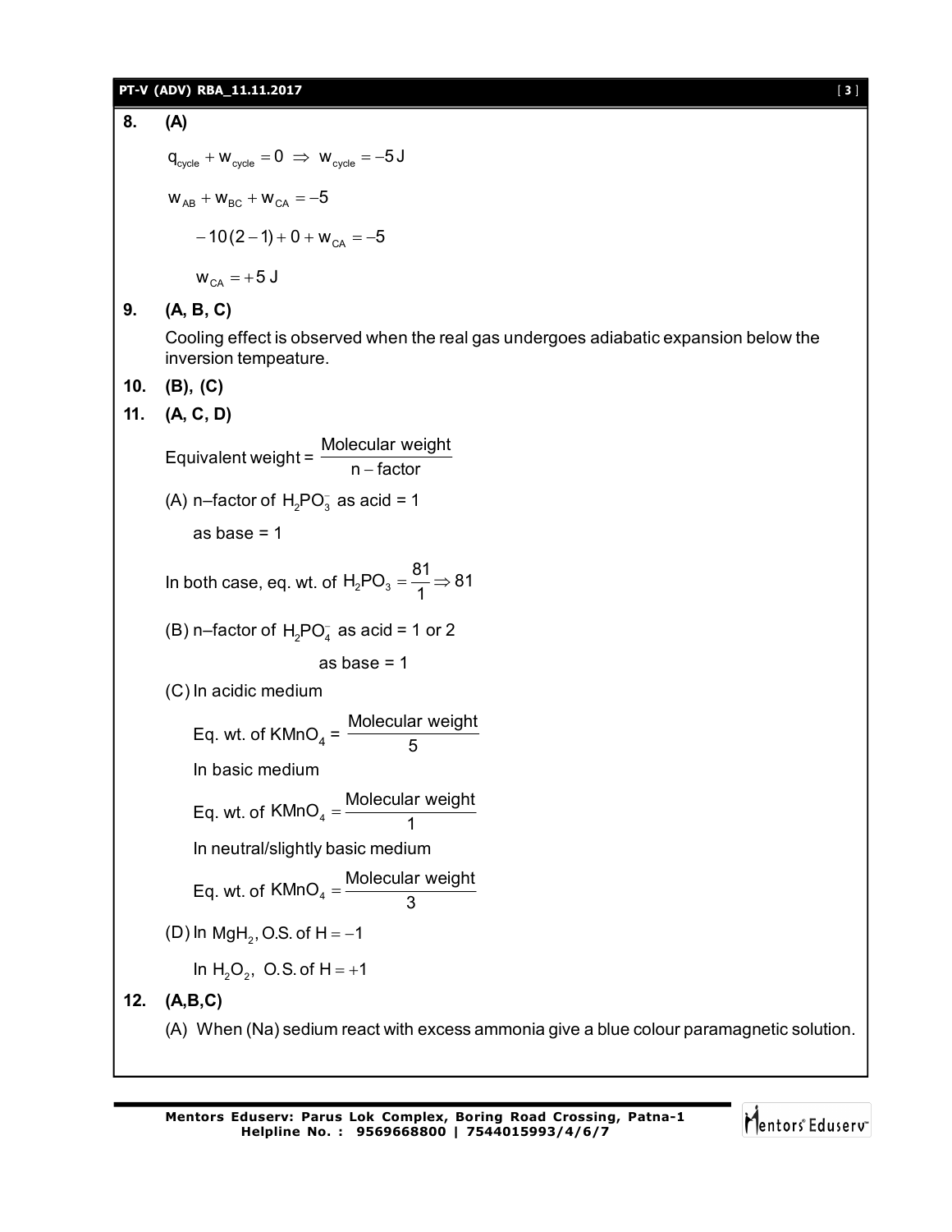**8. (A)**

$$q_{cycle} + w_{cycle} = 0 \Rightarrow w_{cycle} = -5\,J$$

$$w_{AB} + w_{BC} + w_{CA} = -5$$

$$-10(2-1) + 0 + w_{CA} = -5$$

$$w_{CA} = +5\,J$$

**9. (A, B, C)**

Cooling effect is observed when the real gas undergoes adiabatic expansion below the inversion tempeature.

**10. (B), (C)**

**11. (A, C, D)**

$$\text{Equivalent weight} = \frac{\text{Molecular weight}}{\text{n} - \text{factor}}$$

(A) n–factor of $H_2PO_3^-$ as acid = 1

as base = 1

In both case, eq. wt. of $H_2PO_3 = \frac{81}{1} \Rightarrow 81$

(B) n–factor of $H_2PO_4^-$ as acid = 1 or 2

as base = 1

(C) In acidic medium

Eq. wt. of $KMnO_4 = \frac{\text{Molecular weight}}{5}$

In basic medium

Eq. wt. of $KMnO_4 = \frac{\text{Molecular weight}}{1}$

In neutral/slightly basic medium

Eq. wt. of $KMnO_4 = \frac{\text{Molecular weight}}{3}$

(D) In $MgH_2$, O.S. of $H = -1$

In $H_2O_2$, O.S. of $H = +1$

**12. (A,B,C)**

(A) When (Na) sedium react with excess ammonia give a blue colour paramagnetic solution.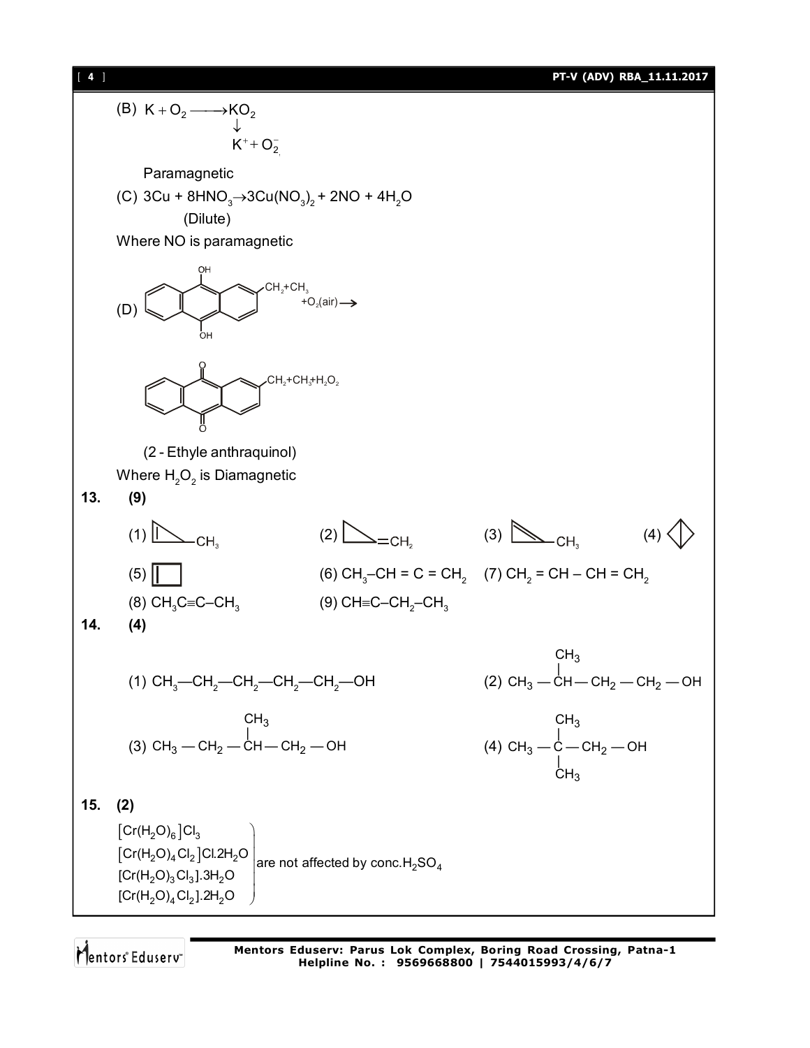(B) $K + O_2 \longrightarrow KO_2$
$\downarrow$
$K^+ + O_2^-$

Paramagnetic

(C) $3Cu + 8HNO_3 \rightarrow 3Cu(NO_3)_2 + 2NO + 4H_2O$
(Dilute)

Where NO is paramagnetic

(D) [9,10-dihydroxyanthracene with $CH_2{+}CH_3$ substituent] $+O_2(\text{air}) \longrightarrow$

[anthraquinone with $CH_2{+}CH_3$ substituent] $+ H_2O_2$

(2 - Ethyle anthraquinol)

Where $H_2O_2$ is Diamagnetic

**13. (9)**

(1) [cyclopropene with $CH_3$]  (2) [methylenecyclopropane, $=CH_2$]  (3) [cyclopropene with $CH_3$]  (4) [bicyclobutane]

(5) [cyclobutene]  (6) $CH_3{-}CH = C = CH_2$  (7) $CH_2 = CH - CH = CH_2$

(8) $CH_3C{\equiv}C{-}CH_3$  (9) $CH{\equiv}C{-}CH_2{-}CH_3$

**14. (4)**

(1) $CH_3{-}CH_2{-}CH_2{-}CH_2{-}CH_2{-}OH$

(2) $CH_3 - CH(CH_3) - CH_2 - CH_2 - OH$

(3) $CH_3 - CH_2 - CH(CH_3) - CH_2 - OH$

(4) $CH_3 - C(CH_3)_2 - CH_2 - OH$

**15. (2)**

$[Cr(H_2O)_6]Cl_3$
$[Cr(H_2O)_4Cl_2]Cl.2H_2O$
$[Cr(H_2O)_3Cl_3].3H_2O$
$[Cr(H_2O)_4Cl_2].2H_2O$

are not affected by conc.$H_2SO_4$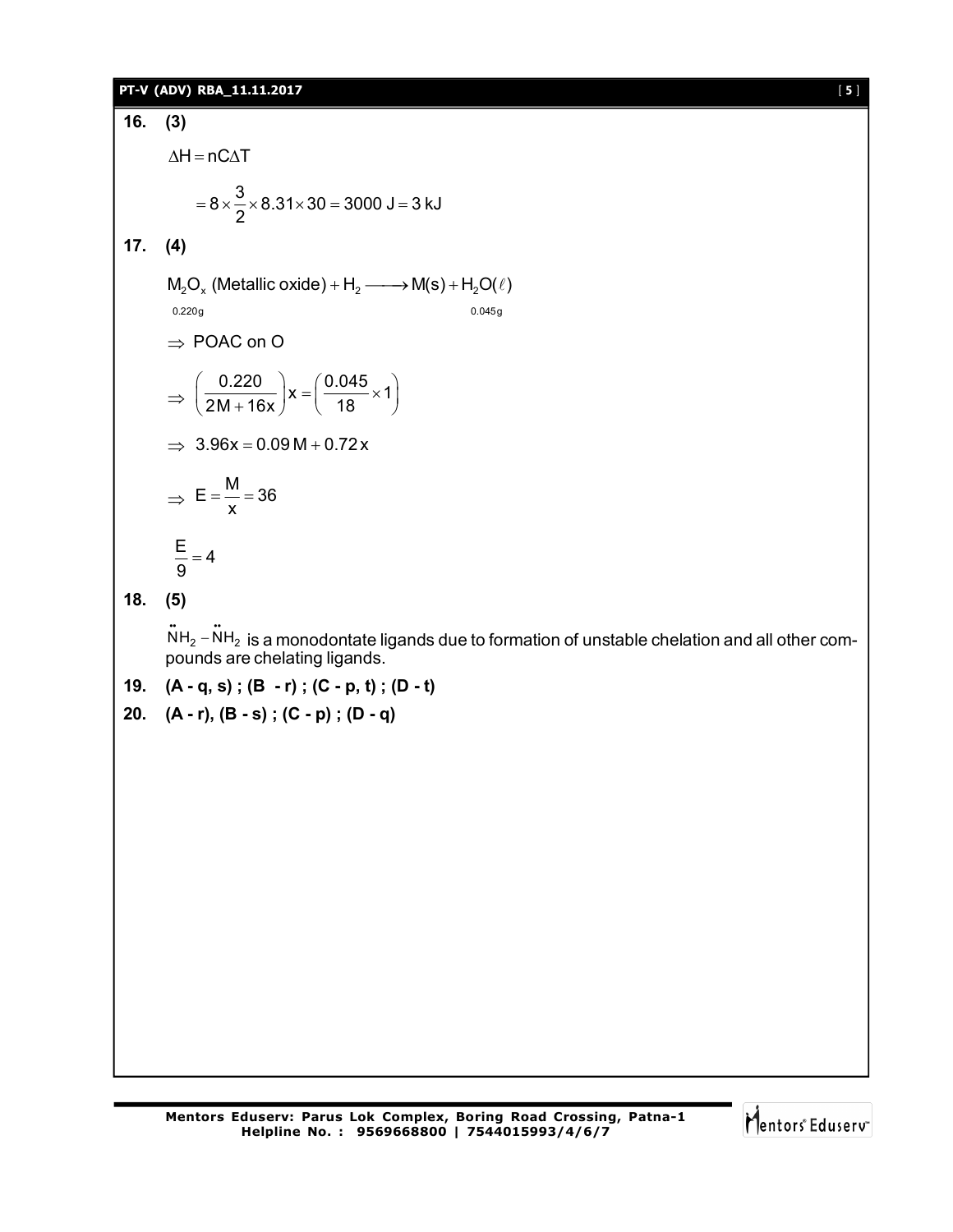**16. (3)**

$$\Delta H = nC\Delta T$$

$$= 8 \times \frac{3}{2} \times 8.31 \times 30 = 3000 \text{ J} = 3 \text{ kJ}$$

**17. (4)**

$$\underset{0.220\text{g}}{M_2O_x} \text{ (Metallic oxide)} + H_2 \longrightarrow M(s) + \underset{0.045\text{g}}{H_2O(\ell)}$$

$\Rightarrow$ POAC on O

$$\Rightarrow \left(\frac{0.220}{2M + 16x}\right)x = \left(\frac{0.045}{18} \times 1\right)$$

$$\Rightarrow 3.96x = 0.09M + 0.72x$$

$$\Rightarrow E = \frac{M}{x} = 36$$

$$\frac{E}{9} = 4$$

**18. (5)**

$\ddot{N}H_2 - \ddot{N}H_2$ is a monodontate ligands due to formation of unstable chelation and all other compounds are chelating ligands.

**19. (A - q, s) ; (B - r) ; (C - p, t) ; (D - t)**

**20. (A - r), (B - s) ; (C - p) ; (D - q)**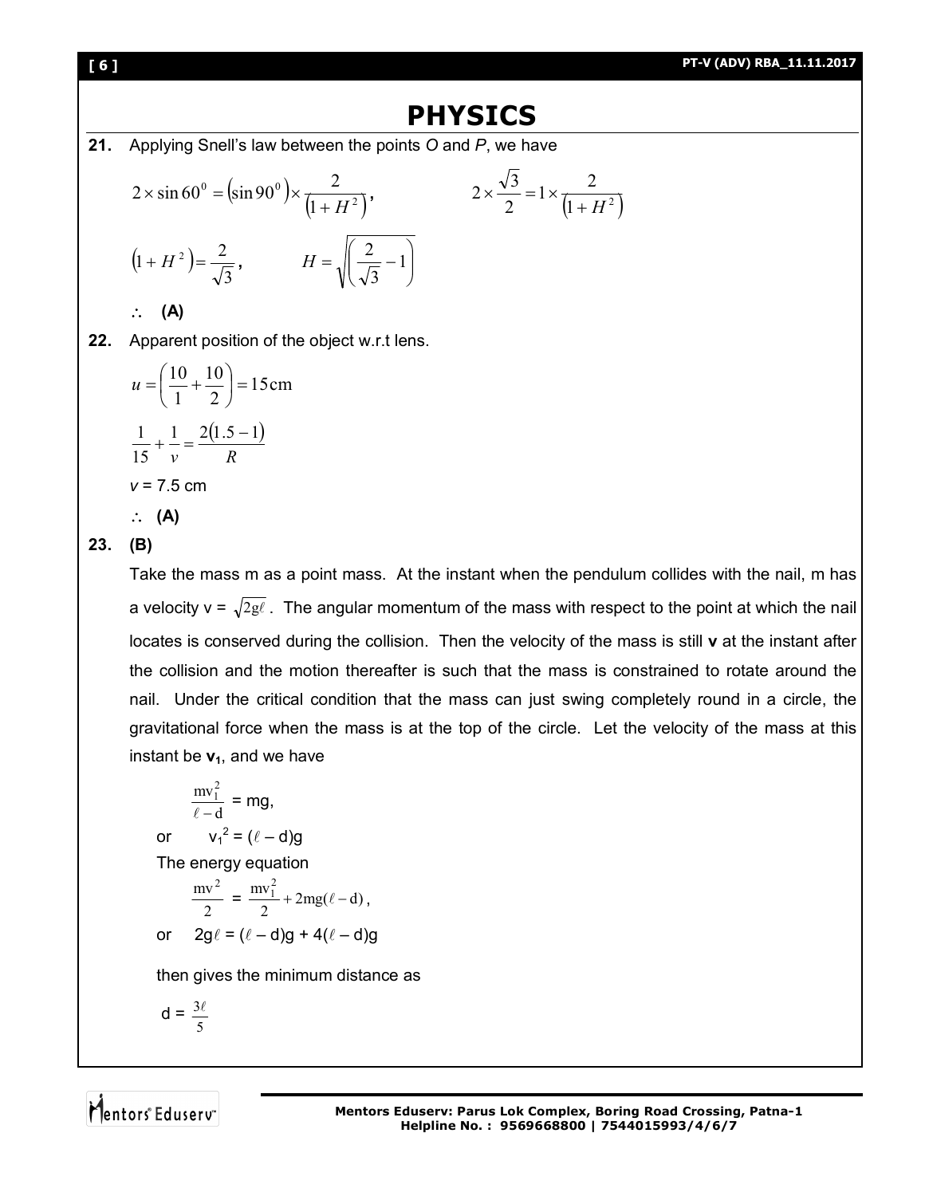# PHYSICS

**21.** Applying Snell's law between the points *O* and *P*, we have

$$2 \times \sin 60^0 = (\sin 90^0) \times \frac{2}{(1+H^2)}, \qquad 2 \times \frac{\sqrt{3}}{2} = 1 \times \frac{2}{(1+H^2)}$$

$$(1+H^2) = \frac{2}{\sqrt{3}}, \qquad H = \sqrt{\left(\frac{2}{\sqrt{3}} - 1\right)}$$

$\therefore$ **(A)**

**22.** Apparent position of the object w.r.t lens.

$$u = \left(\frac{10}{1} + \frac{10}{2}\right) = 15\text{cm}$$

$$\frac{1}{15} + \frac{1}{v} = \frac{2(1.5-1)}{R}$$

$v$ = 7.5 cm

$\therefore$ **(A)**

**23.** **(B)**

Take the mass m as a point mass. At the instant when the pendulum collides with the nail, m has a velocity v = $\sqrt{2g\ell}$. The angular momentum of the mass with respect to the point at which the nail locates is conserved during the collision. Then the velocity of the mass is still **v** at the instant after the collision and the motion thereafter is such that the mass is constrained to rotate around the nail. Under the critical condition that the mass can just swing completely round in a circle, the gravitational force when the mass is at the top of the circle. Let the velocity of the mass at this instant be $\mathbf{v_1}$, and we have

$$\frac{mv_1^2}{\ell - d} = mg,$$

or $\quad v_1^2 = (\ell - d)g$

The energy equation

$$\frac{mv^2}{2} = \frac{mv_1^2}{2} + 2mg(\ell - d),$$

or $\quad 2g\ell = (\ell - d)g + 4(\ell - d)g$

then gives the minimum distance as

$$d = \frac{3\ell}{5}$$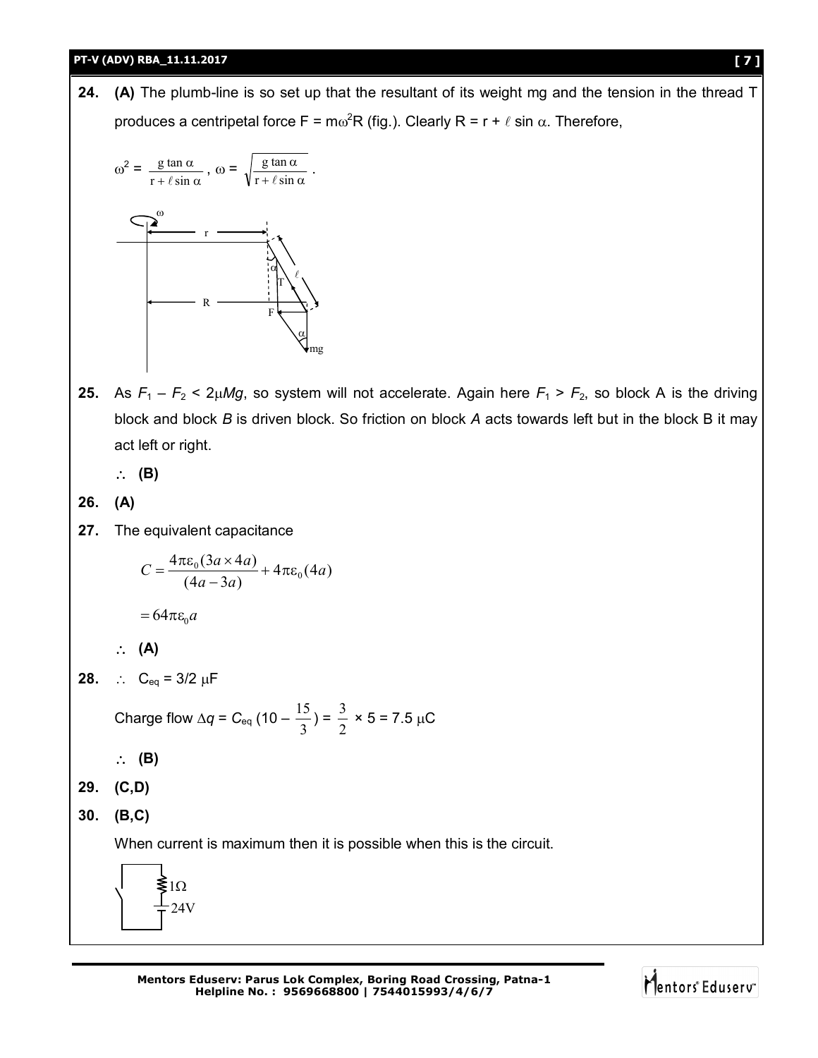**24.** **(A)** The plumb-line is so set up that the resultant of its weight mg and the tension in the thread T produces a centripetal force $F = m\omega^2 R$ (fig.). Clearly $R = r + \ell \sin \alpha$. Therefore,

$$\omega^2 = \frac{g \tan \alpha}{r + \ell \sin \alpha}, \quad \omega = \sqrt{\frac{g \tan \alpha}{r + \ell \sin \alpha}}.$$

**25.** As $F_1 - F_2 < 2\mu Mg$, so system will not accelerate. Again here $F_1 > F_2$, so block A is the driving block and block *B* is driven block. So friction on block *A* acts towards left but in the block B it may act left or right.

$\therefore$ **(B)**

**26.** **(A)**

**27.** The equivalent capacitance

$$C = \frac{4\pi\varepsilon_0(3a \times 4a)}{(4a - 3a)} + 4\pi\varepsilon_0(4a)$$

$$= 64\pi\varepsilon_0 a$$

$\therefore$ **(A)**

**28.** $\therefore$ $C_{eq} = 3/2\ \mu F$

Charge flow $\Delta q = C_{eq}\left(10 - \frac{15}{3}\right) = \frac{3}{2} \times 5 = 7.5\ \mu C$

$\therefore$ **(B)**

**29.** **(C,D)**

**30.** **(B,C)**

When current is maximum then it is possible when this is the circuit.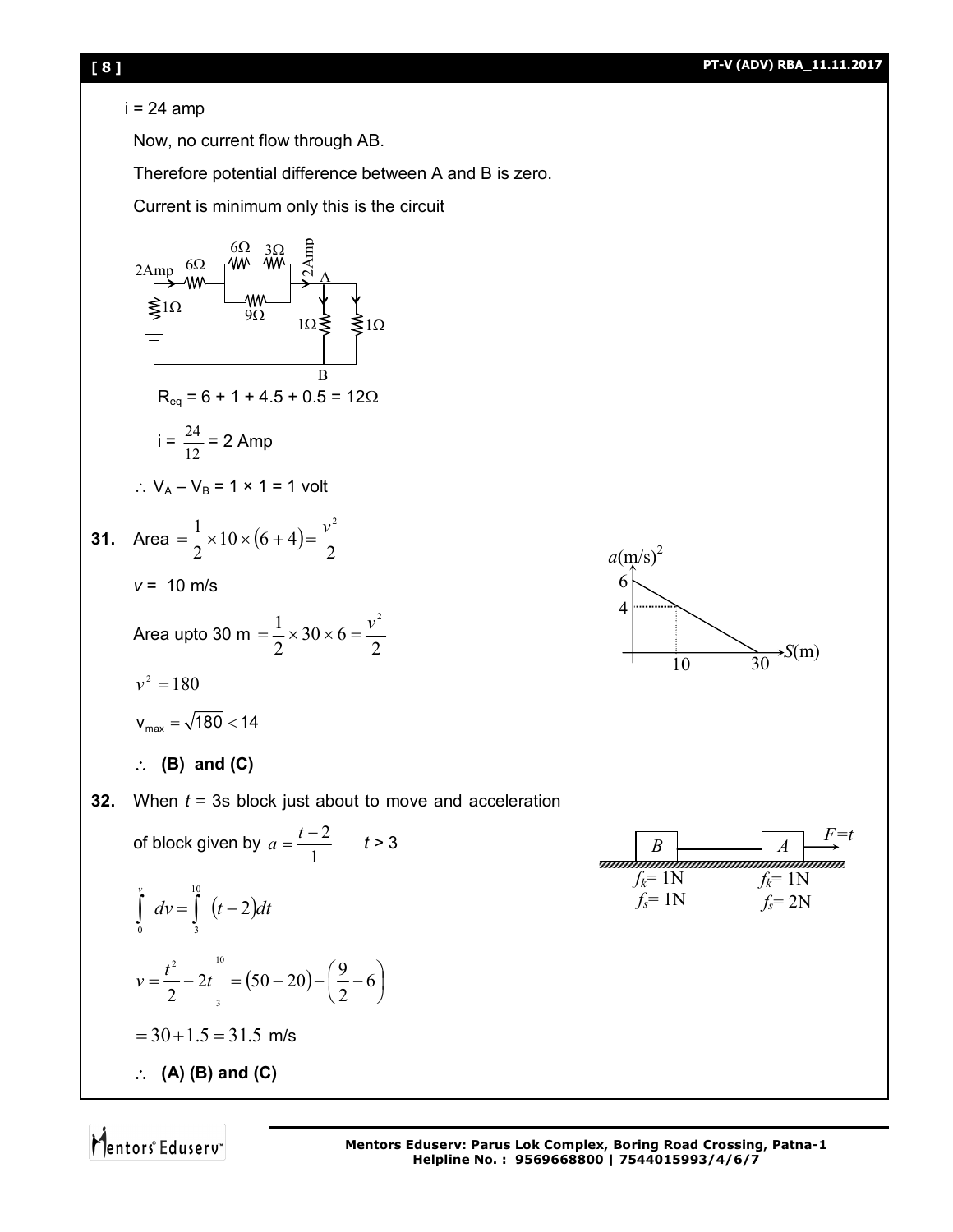i = 24 amp

Now, no current flow through AB.

Therefore potential difference between A and B is zero.

Current is minimum only this is the circuit

$R_{eq} = 6 + 1 + 4.5 + 0.5 = 12\Omega$

$i = \frac{24}{12} = 2$ Amp

$\therefore V_A - V_B = 1 \times 1 = 1$ volt

**31.** Area $= \frac{1}{2} \times 10 \times (6+4) = \frac{v^2}{2}$

$v = 10$ m/s

Area upto 30 m $= \frac{1}{2} \times 30 \times 6 = \frac{v^2}{2}$

$v^2 = 180$

$v_{max} = \sqrt{180} < 14$

$\therefore$ **(B) and (C)**

**32.** When $t = 3$s block just about to move and acceleration of block given by $a = \frac{t-2}{1}$ $\quad t > 3$

$$\int_0^v dv = \int_3^{10} (t-2)dt$$

$$v = \frac{t^2}{2} - 2t\Big|_3^{10} = (50-20) - \left(\frac{9}{2} - 6\right)$$

$= 30 + 1.5 = 31.5$ m/s

$\therefore$ **(A) (B) and (C)**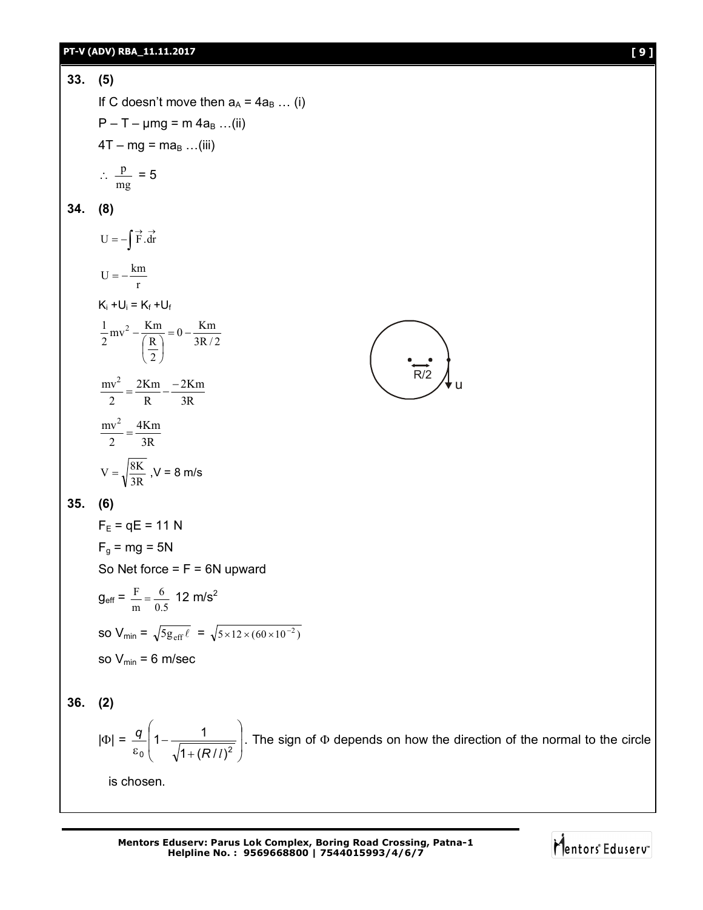**33. (5)**

If C doesn't move then $a_A = 4a_B$ … (i)

$P - T - \mu mg = m\, 4a_B$ …(ii)

$4T - mg = ma_B$ …(iii)

$\therefore \frac{p}{mg} = 5$

**34. (8)**

$$U = -\int \vec{F}.\vec{dr}$$

$$U = -\frac{km}{r}$$

$K_i + U_i = K_f + U_f$

$$\frac{1}{2}mv^2 - \frac{Km}{\left(\frac{R}{2}\right)} = 0 - \frac{Km}{3R/2}$$

$$\frac{mv^2}{2} = \frac{2Km}{R} - \frac{-2Km}{3R}$$

$$\frac{mv^2}{2} = \frac{4Km}{3R}$$

$$V = \sqrt{\frac{8K}{3R}}, V = 8 \text{ m/s}$$

**35. (6)**

$F_E = qE = 11$ N

$F_g = mg = 5$N

So Net force = F = 6N upward

$g_{eff} = \frac{F}{m} = \frac{6}{0.5}$ 12 m/s$^2$

so $V_{min} = \sqrt{5g_{eff}\ell} = \sqrt{5 \times 12 \times (60 \times 10^{-2})}$

so $V_{min} = 6$ m/sec

**36. (2)**

$|\Phi| = \frac{q}{\varepsilon_0}\left(1 - \frac{1}{\sqrt{1+(R/l)^2}}\right)$. The sign of $\Phi$ depends on how the direction of the normal to the circle is chosen.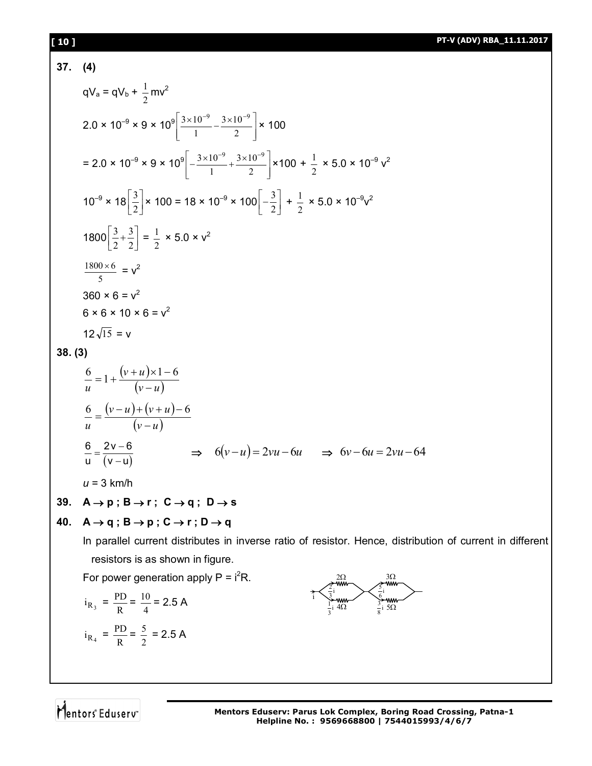**37. (4)**

$qV_a = qV_b + \frac{1}{2}mv^2$

$2.0 \times 10^{-9} \times 9 \times 10^9\left[\frac{3\times10^{-9}}{1} - \frac{3\times10^{-9}}{2}\right] \times 100$

$= 2.0 \times 10^{-9} \times 9 \times 10^9\left[-\frac{3\times10^{-9}}{1} + \frac{3\times10^{-9}}{2}\right] \times 100 + \frac{1}{2} \times 5.0 \times 10^{-9}\, v^2$

$10^{-9} \times 18\left[\frac{3}{2}\right] \times 100 = 18 \times 10^{-9} \times 100\left[-\frac{3}{2}\right] + \frac{1}{2} \times 5.0 \times 10^{-9}v^2$

$1800\left[\frac{3}{2} + \frac{3}{2}\right] = \frac{1}{2} \times 5.0 \times v^2$

$\frac{1800 \times 6}{5} = v^2$

$360 \times 6 = v^2$

$6 \times 6 \times 10 \times 6 = v^2$

$12\sqrt{15} = v$

**38. (3)**

$$\frac{6}{u} = 1 + \frac{(v+u)\times 1 - 6}{(v-u)}$$

$$\frac{6}{u} = \frac{(v-u)+(v+u)-6}{(v-u)}$$

$$\frac{6}{u} = \frac{2v-6}{(v-u)} \quad \Rightarrow \quad 6(v-u) = 2vu - 6u \quad \Rightarrow \quad 6v - 6u = 2vu - 64$$

$u = 3$ km/h

**39.** $A \to p$ ; $B \to r$ ; $C \to q$ ; $D \to s$

**40.** $A \to q$ ; $B \to p$ ; $C \to r$ ; $D \to q$

In parallel current distributes in inverse ratio of resistor. Hence, distribution of current in different resistors is as shown in figure.

For power generation apply $P = i^2R$.

$i_{R_3} = \frac{PD}{R} = \frac{10}{4} = 2.5$ A

$i_{R_4} = \frac{PD}{R} = \frac{5}{2} = 2.5$ A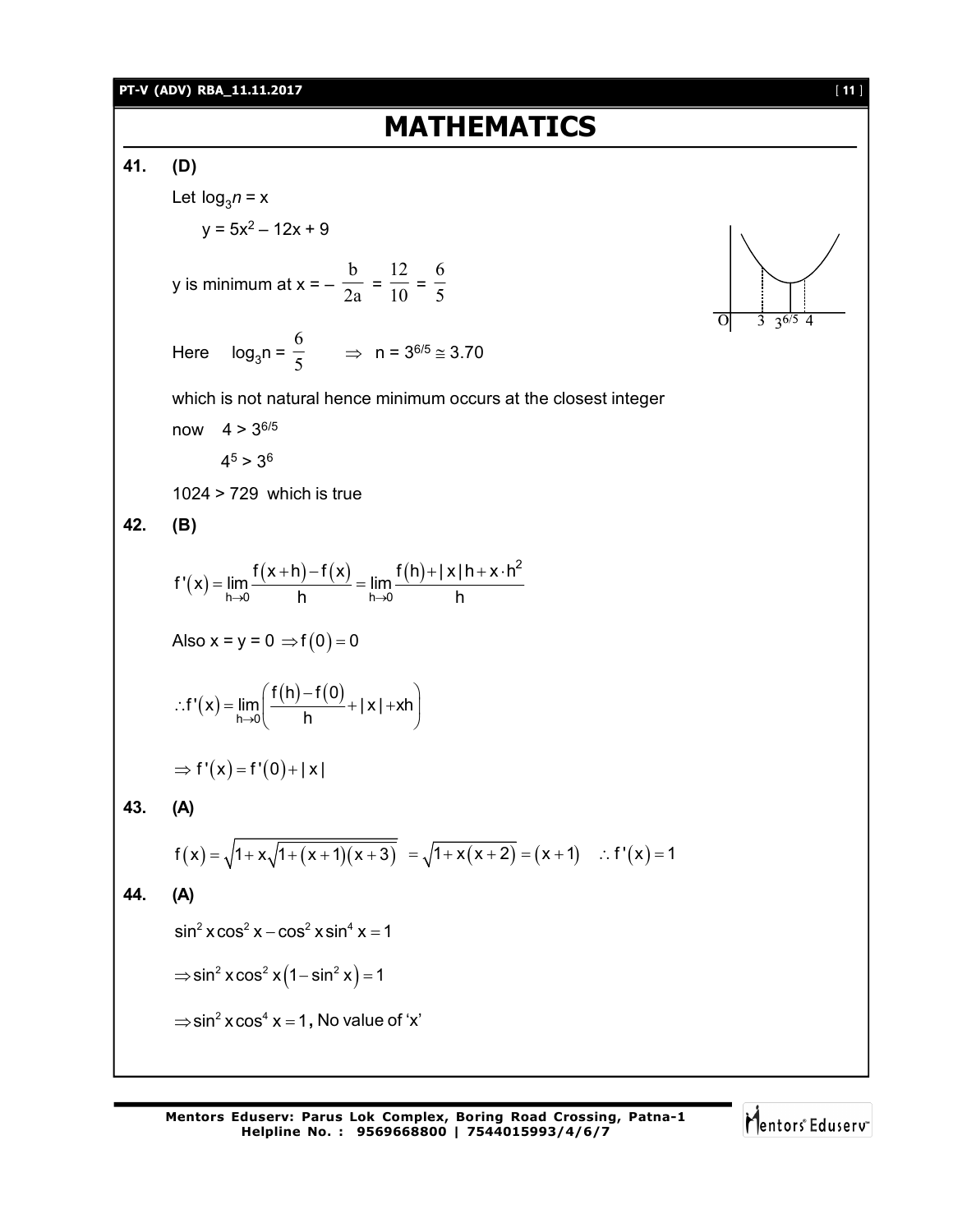# MATHEMATICS

**41.** **(D)**

Let $\log_3 n = x$

$y = 5x^2 - 12x + 9$

y is minimum at $x = -\frac{b}{2a} = \frac{12}{10} = \frac{6}{5}$

Here $\log_3 n = \frac{6}{5} \Rightarrow n = 3^{6/5} \cong 3.70$

which is not natural hence minimum occurs at the closest integer

now $4 > 3^{6/5}$

$4^5 > 3^6$

$1024 > 729$ which is true

**42.** **(B)**

$$f'(x) = \lim_{h \to 0} \frac{f(x+h) - f(x)}{h} = \lim_{h \to 0} \frac{f(h) + |x|h + x \cdot h^2}{h}$$

Also $x = y = 0 \Rightarrow f(0) = 0$

$$\therefore f'(x) = \lim_{h \to 0} \left( \frac{f(h) - f(0)}{h} + |x| + xh \right)$$

$$\Rightarrow f'(x) = f'(0) + |x|$$

**43.** **(A)**

$$f(x) = \sqrt{1 + x\sqrt{1 + (x+1)(x+3)}} = \sqrt{1 + x(x+2)} = (x+1) \quad \therefore f'(x) = 1$$

**44.** **(A)**

$$\sin^2 x \cos^2 x - \cos^2 x \sin^4 x = 1$$

$$\Rightarrow \sin^2 x \cos^2 x (1 - \sin^2 x) = 1$$

$$\Rightarrow \sin^2 x \cos^4 x = 1$$, No value of 'x'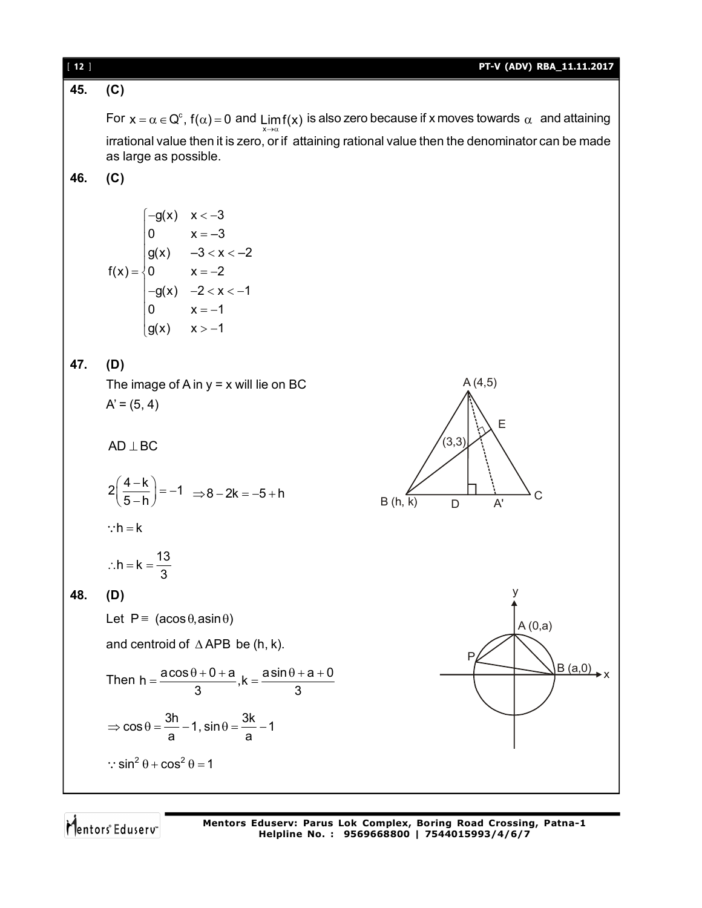**45. (C)**

For $x = \alpha \in Q^c$, $f(\alpha) = 0$ and $\lim_{x \to \alpha} f(x)$ is also zero because if x moves towards $\alpha$ and attaining irrational value then it is zero, or if attaining rational value then the denominator can be made as large as possible.

**46. (C)**

$$f(x) = \begin{cases} -g(x) & x < -3 \\ 0 & x = -3 \\ g(x) & -3 < x < -2 \\ 0 & x = -2 \\ -g(x) & -2 < x < -1 \\ 0 & x = -1 \\ g(x) & x > -1 \end{cases}$$

**47. (D)**

The image of A in y = x will lie on BC

$A' = (5, 4)$

$AD \perp BC$

$$2\left(\frac{4-k}{5-h}\right) = -1 \quad \Rightarrow 8 - 2k = -5 + h$$

$\because h = k$

$$\therefore h = k = \frac{13}{3}$$

**48. (D)**

Let $P \equiv (a\cos\theta, a\sin\theta)$

and centroid of $\Delta APB$ be (h, k).

Then $h = \dfrac{a\cos\theta + 0 + a}{3}, k = \dfrac{a\sin\theta + a + 0}{3}$

$$\Rightarrow \cos\theta = \frac{3h}{a} - 1, \sin\theta = \frac{3k}{a} - 1$$

$\because \sin^2\theta + \cos^2\theta = 1$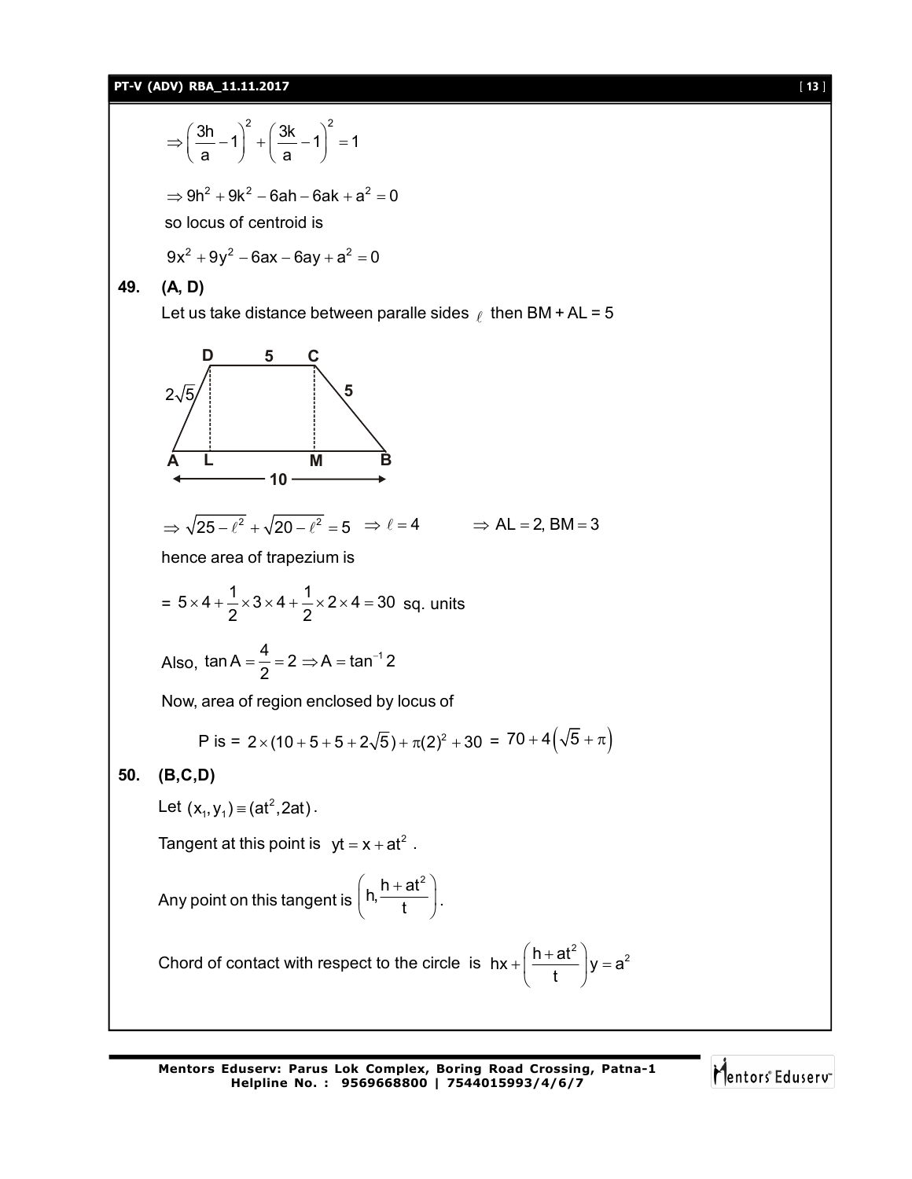$$\Rightarrow \left(\frac{3h}{a}-1\right)^2+\left(\frac{3k}{a}-1\right)^2=1$$

$$\Rightarrow 9h^2+9k^2-6ah-6ak+a^2=0$$

so locus of centroid is

$$9x^2+9y^2-6ax-6ay+a^2=0$$

**49. (A, D)**

Let us take distance between paralle sides $\ell$ then BM + AL = 5

D 5 C

$2\sqrt{5}$ 5

A L M B

10

$$\Rightarrow \sqrt{25-\ell^2}+\sqrt{20-\ell^2}=5 \quad \Rightarrow \ell=4 \qquad \Rightarrow AL=2, BM=3$$

hence area of trapezium is

$$= 5\times 4+\frac{1}{2}\times 3\times 4+\frac{1}{2}\times 2\times 4=30 \text{ sq. units}$$

Also, $\tan A=\frac{4}{2}=2 \Rightarrow A=\tan^{-1}2$

Now, area of region enclosed by locus of

P is = $2\times(10+5+5+2\sqrt{5})+\pi(2)^2+30$ = $70+4\left(\sqrt{5}+\pi\right)$

**50. (B,C,D)**

Let $(x_1,y_1)\equiv(at^2,2at)$.

Tangent at this point is $yt=x+at^2$.

Any point on this tangent is $\left(h,\frac{h+at^2}{t}\right)$.

Chord of contact with respect to the circle is $hx+\left(\frac{h+at^2}{t}\right)y=a^2$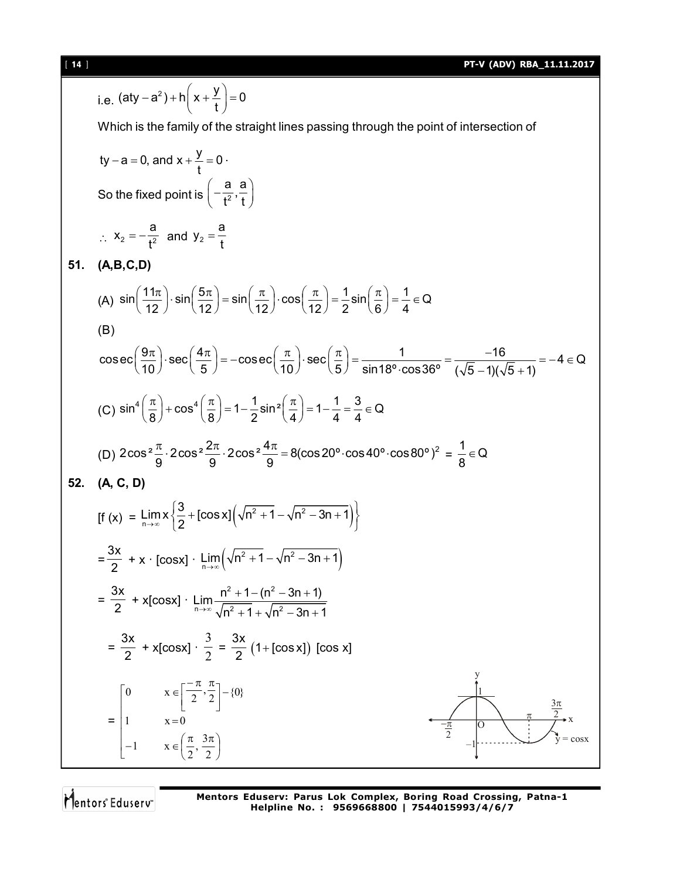i.e. $(aty - a^2) + h\left(x + \frac{y}{t}\right) = 0$

Which is the family of the straight lines passing through the point of intersection of

$ty - a = 0$, and $x + \frac{y}{t} = 0 \cdot$

So the fixed point is $\left(-\frac{a}{t^2}, \frac{a}{t}\right)$

$\therefore\ x_2 = -\frac{a}{t^2}$ and $y_2 = \frac{a}{t}$

**51. (A,B,C,D)**

(A) $\sin\left(\frac{11\pi}{12}\right) \cdot \sin\left(\frac{5\pi}{12}\right) = \sin\left(\frac{\pi}{12}\right) \cdot \cos\left(\frac{\pi}{12}\right) = \frac{1}{2}\sin\left(\frac{\pi}{6}\right) = \frac{1}{4} \in Q$

(B)

$$\operatorname{cosec}\left(\frac{9\pi}{10}\right) \cdot \sec\left(\frac{4\pi}{5}\right) = -\operatorname{cosec}\left(\frac{\pi}{10}\right) \cdot \sec\left(\frac{\pi}{5}\right) = \frac{1}{\sin 18^\circ \cdot \cos 36^\circ} = \frac{-16}{(\sqrt{5}-1)(\sqrt{5}+1)} = -4 \in Q$$

(C) $\sin^4\left(\frac{\pi}{8}\right) + \cos^4\left(\frac{\pi}{8}\right) = 1 - \frac{1}{2}\sin^2\left(\frac{\pi}{4}\right) = 1 - \frac{1}{4} = \frac{3}{4} \in Q$

(D) $2\cos^2\frac{\pi}{9} \cdot 2\cos^2\frac{2\pi}{9} \cdot 2\cos^2\frac{4\pi}{9} = 8(\cos 20^\circ \cdot \cos 40^\circ \cdot \cos 80^\circ)^2 = \frac{1}{8} \in Q$

**52. (A, C, D)**

$$[f(x) = \lim_{n\to\infty} x\left\{\frac{3}{2} + [\cos x]\left(\sqrt{n^2+1} - \sqrt{n^2-3n+1}\right)\right\}$$

$$= \frac{3x}{2} + x \cdot [\cos x] \cdot \lim_{n\to\infty}\left(\sqrt{n^2+1} - \sqrt{n^2-3n+1}\right)$$

$$= \frac{3x}{2} + x[\cos x] \cdot \lim_{n\to\infty} \frac{n^2+1-(n^2-3n+1)}{\sqrt{n^2+1}+\sqrt{n^2-3n+1}}$$

$$= \frac{3x}{2} + x[\cos x] \cdot \frac{3}{2} = \frac{3x}{2}\left(1 + [\cos x]\right)\ [\cos x]$$

$$= \begin{cases} 0 & x \in \left[\frac{-\pi}{2}, \frac{\pi}{2}\right] - \{0\} \\ 1 & x = 0 \\ -1 & x \in \left(\frac{\pi}{2}, \frac{3\pi}{2}\right) \end{cases}$$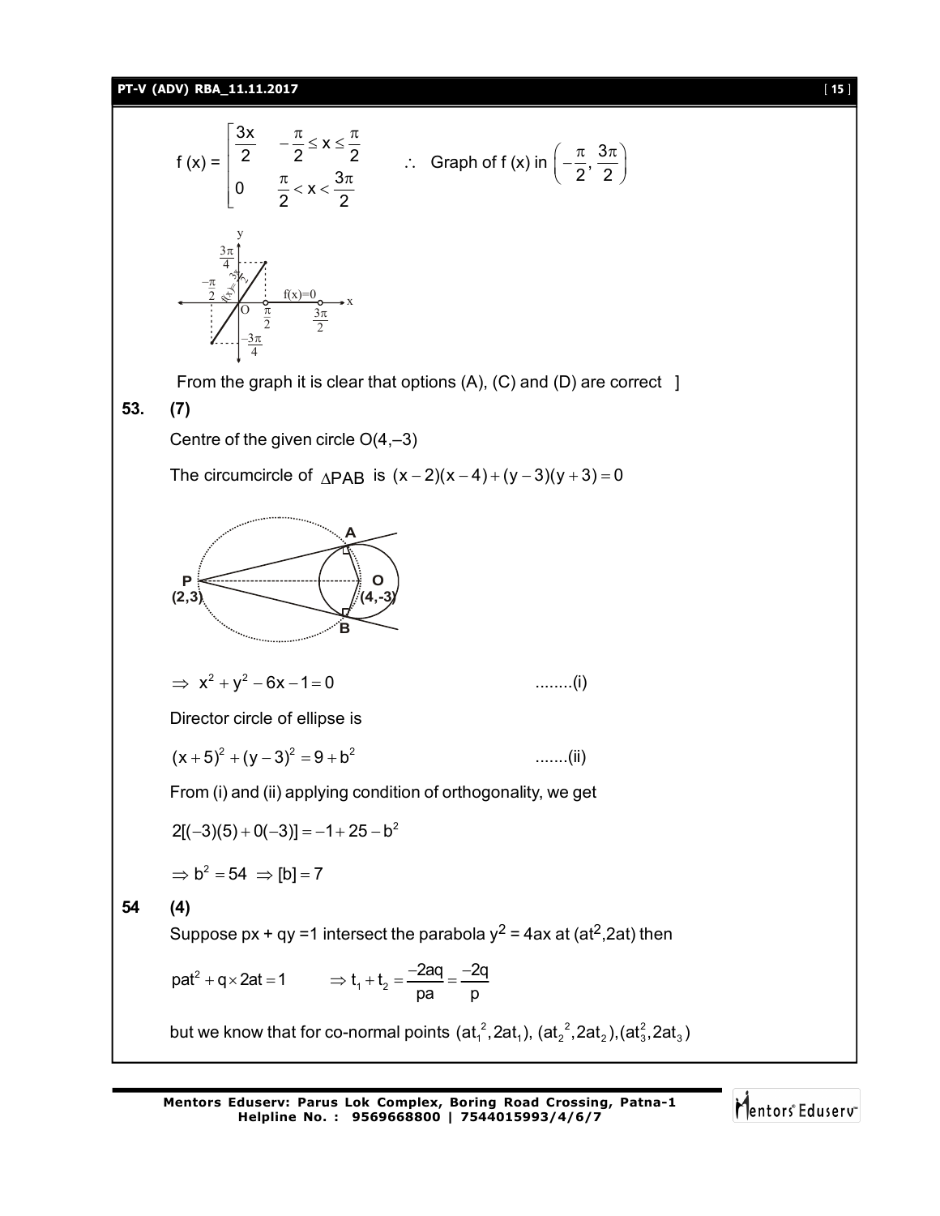$$f(x) = \begin{cases} \dfrac{3x}{2} & -\dfrac{\pi}{2} \le x \le \dfrac{\pi}{2} \\ 0 & \dfrac{\pi}{2} < x < \dfrac{3\pi}{2} \end{cases} \qquad \therefore \text{ Graph of f (x) in } \left(-\frac{\pi}{2}, \frac{3\pi}{2}\right)$$

From the graph it is clear that options (A), (C) and (D) are correct ]

**53. (7)**

Centre of the given circle O(4,–3)

The circumcircle of $\Delta PAB$ is $(x-2)(x-4)+(y-3)(y+3)=0$

$\Rightarrow x^2+y^2-6x-1=0$ ........(i)

Director circle of ellipse is

$(x+5)^2+(y-3)^2=9+b^2$ .......(ii)

From (i) and (ii) applying condition of orthogonality, we get

$2[(-3)(5)+0(-3)] = -1+25-b^2$

$\Rightarrow b^2 = 54 \Rightarrow [b]=7$

**54 (4)**

Suppose px + qy =1 intersect the parabola $y^2 = 4ax$ at $(at^2, 2at)$ then

$pat^2 + q \times 2at = 1 \qquad \Rightarrow t_1 + t_2 = \dfrac{-2aq}{pa} = \dfrac{-2q}{p}$

but we know that for co-normal points $(at_1^2, 2at_1), (at_2^2, 2at_2), (at_3^2, 2at_3)$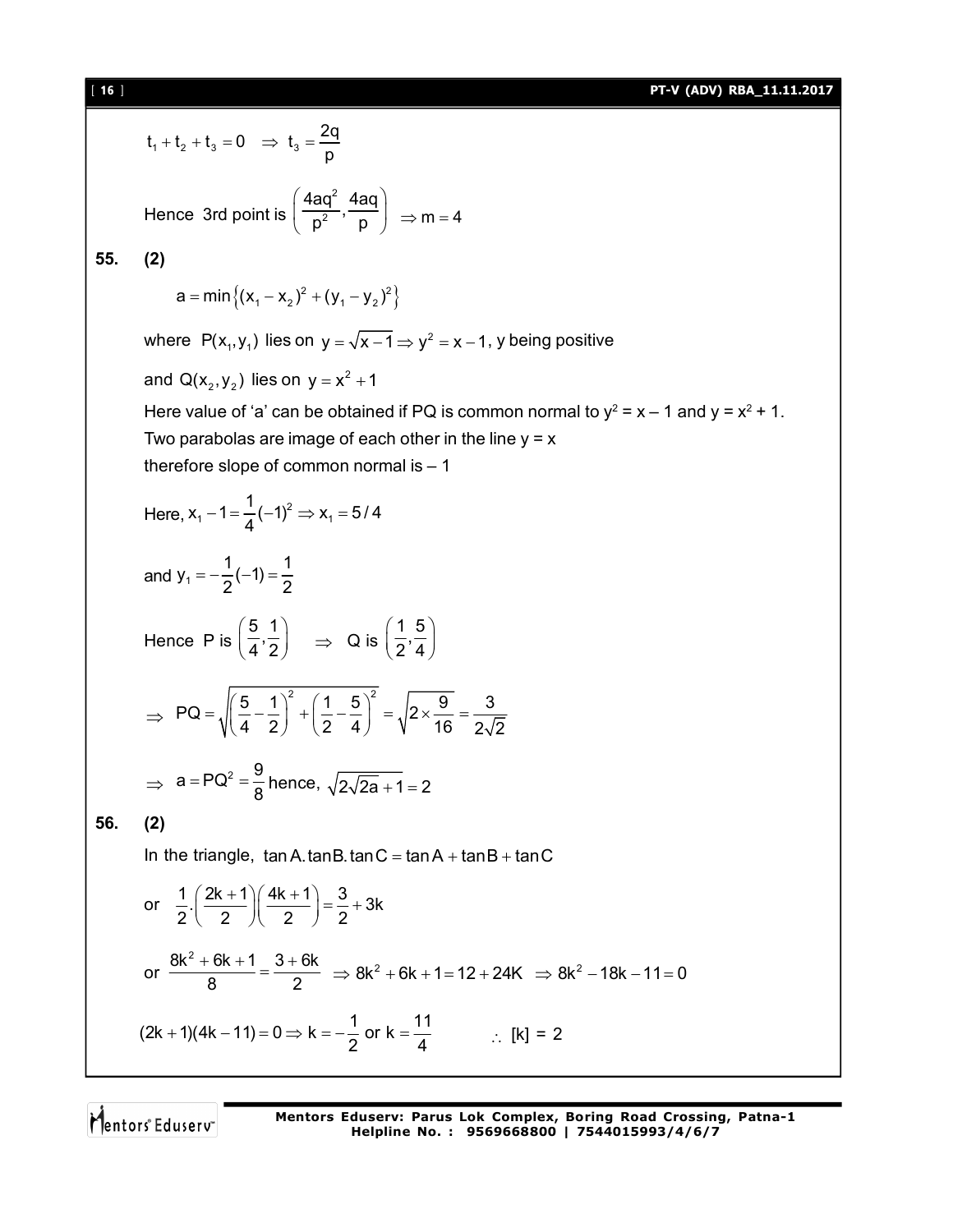$$t_1 + t_2 + t_3 = 0 \Rightarrow t_3 = \frac{2q}{p}$$

Hence 3rd point is $\left(\frac{4aq^2}{p^2}, \frac{4aq}{p}\right) \Rightarrow m = 4$

**55. (2)**

$$a = \min\{(x_1 - x_2)^2 + (y_1 - y_2)^2\}$$

where $P(x_1, y_1)$ lies on $y = \sqrt{x-1} \Rightarrow y^2 = x - 1$, y being positive

and $Q(x_2, y_2)$ lies on $y = x^2 + 1$

Here value of 'a' can be obtained if PQ is common normal to $y^2 = x - 1$ and $y = x^2 + 1$.

Two parabolas are image of each other in the line $y = x$

therefore slope of common normal is – 1

Here, $x_1 - 1 = \frac{1}{4}(-1)^2 \Rightarrow x_1 = 5/4$

and $y_1 = -\frac{1}{2}(-1) = \frac{1}{2}$

Hence P is $\left(\frac{5}{4}, \frac{1}{2}\right) \Rightarrow$ Q is $\left(\frac{1}{2}, \frac{5}{4}\right)$

$$\Rightarrow PQ = \sqrt{\left(\frac{5}{4} - \frac{1}{2}\right)^2 + \left(\frac{1}{2} - \frac{5}{4}\right)^2} = \sqrt{2 \times \frac{9}{16}} = \frac{3}{2\sqrt{2}}$$

$\Rightarrow a = PQ^2 = \frac{9}{8}$ hence, $\sqrt{2\sqrt{2a} + 1} = 2$

**56. (2)**

In the triangle, $\tan A.\tan B.\tan C = \tan A + \tan B + \tan C$

or $\frac{1}{2}.\left(\frac{2k+1}{2}\right)\left(\frac{4k+1}{2}\right) = \frac{3}{2} + 3k$

or $\frac{8k^2 + 6k + 1}{8} = \frac{3 + 6k}{2} \Rightarrow 8k^2 + 6k + 1 = 12 + 24K \Rightarrow 8k^2 - 18k - 11 = 0$

$(2k + 1)(4k - 11) = 0 \Rightarrow k = -\frac{1}{2}$ or $k = \frac{11}{4}$ $\therefore$ [k] = 2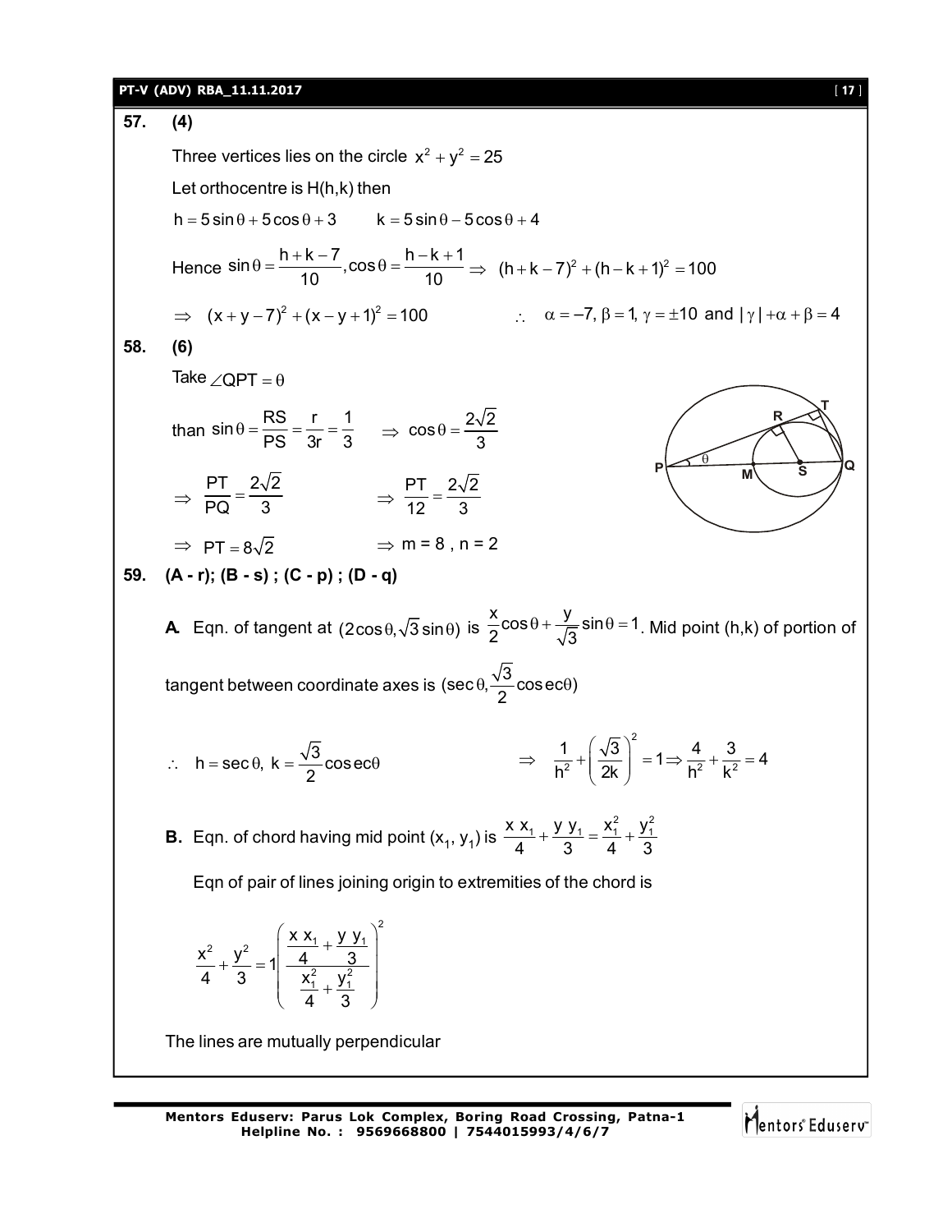**57. (4)**

Three vertices lies on the circle $x^2 + y^2 = 25$

Let orthocentre is H(h,k) then

$h = 5\sin\theta + 5\cos\theta + 3 \qquad k = 5\sin\theta - 5\cos\theta + 4$

Hence $\sin\theta = \dfrac{h+k-7}{10}, \cos\theta = \dfrac{h-k+1}{10} \Rightarrow (h+k-7)^2 + (h-k+1)^2 = 100$

$\Rightarrow (x+y-7)^2 + (x-y+1)^2 = 100 \qquad \therefore \alpha = -7, \beta = 1, \gamma = \pm 10$ and $|\gamma| + \alpha + \beta = 4$

**58. (6)**

Take $\angle QPT = \theta$

than $\sin\theta = \dfrac{RS}{PS} = \dfrac{r}{3r} = \dfrac{1}{3} \quad \Rightarrow \cos\theta = \dfrac{2\sqrt{2}}{3}$

$\Rightarrow \dfrac{PT}{PQ} = \dfrac{2\sqrt{2}}{3} \qquad \Rightarrow \dfrac{PT}{12} = \dfrac{2\sqrt{2}}{3}$

$\Rightarrow PT = 8\sqrt{2} \qquad \Rightarrow m = 8, n = 2$

**59. (A - r); (B - s) ; (C - p) ; (D - q)**

**A.** Eqn. of tangent at $(2\cos\theta, \sqrt{3}\sin\theta)$ is $\dfrac{x}{2}\cos\theta + \dfrac{y}{\sqrt{3}}\sin\theta = 1$. Mid point (h,k) of portion of tangent between coordinate axes is $(\sec\theta, \dfrac{\sqrt{3}}{2}\text{cosec}\theta)$

$\therefore h = \sec\theta,\ k = \dfrac{\sqrt{3}}{2}\text{cosec}\theta \qquad \Rightarrow \dfrac{1}{h^2} + \left(\dfrac{\sqrt{3}}{2k}\right)^2 = 1 \Rightarrow \dfrac{4}{h^2} + \dfrac{3}{k^2} = 4$

**B.** Eqn. of chord having mid point $(x_1, y_1)$ is $\dfrac{x\,x_1}{4} + \dfrac{y\,y_1}{3} = \dfrac{x_1^2}{4} + \dfrac{y_1^2}{3}$

Eqn of pair of lines joining origin to extremities of the chord is

$$\frac{x^2}{4} + \frac{y^2}{3} = 1\left(\frac{\dfrac{x\,x_1}{4} + \dfrac{y\,y_1}{3}}{\dfrac{x_1^2}{4} + \dfrac{y_1^2}{3}}\right)^2$$

The lines are mutually perpendicular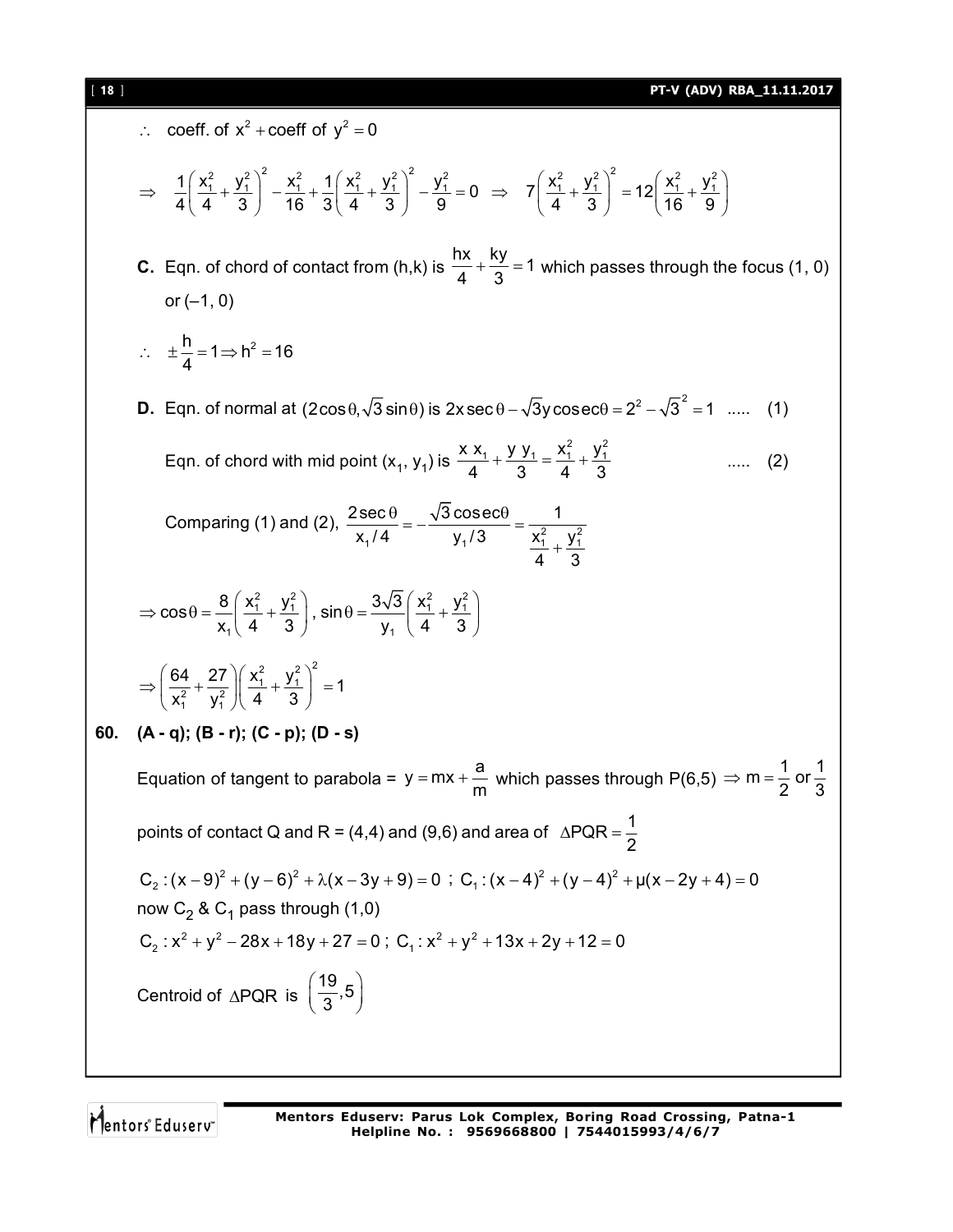$\therefore$ coeff. of $x^2$ + coeff of $y^2 = 0$

$$\Rightarrow \frac{1}{4}\left(\frac{x_1^2}{4}+\frac{y_1^2}{3}\right)^2 - \frac{x_1^2}{16} + \frac{1}{3}\left(\frac{x_1^2}{4}+\frac{y_1^2}{3}\right)^2 - \frac{y_1^2}{9} = 0 \Rightarrow 7\left(\frac{x_1^2}{4}+\frac{y_1^2}{3}\right)^2 = 12\left(\frac{x_1^2}{16}+\frac{y_1^2}{9}\right)$$

**C.** Eqn. of chord of contact from (h,k) is $\frac{hx}{4}+\frac{ky}{3}=1$ which passes through the focus (1, 0) or (–1, 0)

$$\therefore \pm\frac{h}{4}=1 \Rightarrow h^2 = 16$$

**D.** Eqn. of normal at $(2\cos\theta, \sqrt{3}\sin\theta)$ is $2x\sec\theta - \sqrt{3}y\,\text{cosec}\theta = 2^2 - \sqrt{3}^2 = 1$ ..... (1)

Eqn. of chord with mid point $(x_1, y_1)$ is $\frac{x\,x_1}{4}+\frac{y\,y_1}{3}=\frac{x_1^2}{4}+\frac{y_1^2}{3}$ ..... (2)

Comparing (1) and (2), $\frac{2\sec\theta}{x_1/4} = -\frac{\sqrt{3}\,\text{cosec}\theta}{y_1/3} = \frac{1}{\frac{x_1^2}{4}+\frac{y_1^2}{3}}$

$$\Rightarrow \cos\theta = \frac{8}{x_1}\left(\frac{x_1^2}{4}+\frac{y_1^2}{3}\right),\ \sin\theta = \frac{3\sqrt{3}}{y_1}\left(\frac{x_1^2}{4}+\frac{y_1^2}{3}\right)$$

$$\Rightarrow \left(\frac{64}{x_1^2}+\frac{27}{y_1^2}\right)\left(\frac{x_1^2}{4}+\frac{y_1^2}{3}\right)^2 = 1$$

**60. (A - q); (B - r); (C - p); (D - s)**

Equation of tangent to parabola = $y = mx + \frac{a}{m}$ which passes through P(6,5) $\Rightarrow m = \frac{1}{2}$ or $\frac{1}{3}$

points of contact Q and R = (4,4) and (9,6) and area of $\Delta PQR = \frac{1}{2}$

$C_2 : (x-9)^2 + (y-6)^2 + \lambda(x-3y+9) = 0$ ; $C_1 : (x-4)^2 + (y-4)^2 + \mu(x-2y+4) = 0$

now $C_2$ & $C_1$ pass through (1,0)

$C_2 : x^2 + y^2 - 28x + 18y + 27 = 0$ ; $C_1 : x^2 + y^2 + 13x + 2y + 12 = 0$

Centroid of $\Delta PQR$ is $\left(\frac{19}{3}, 5\right)$